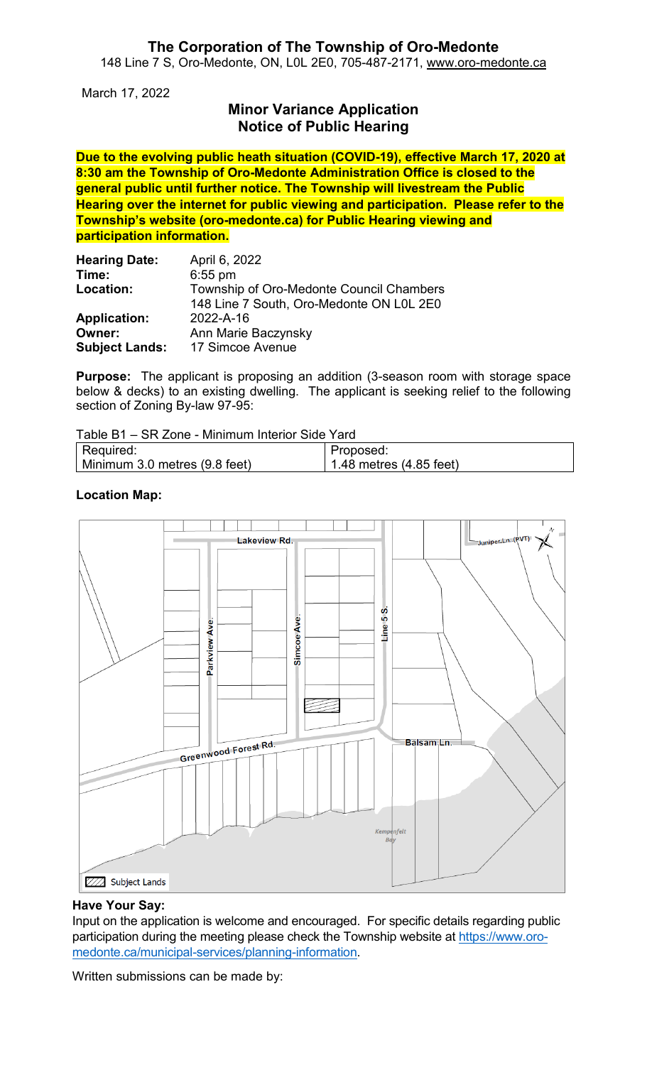# The Corporation of The Township of Oro-Medonte

148 Line 7 S, Oro-Medonte, ON, L0L 2E0, 705-487-2171, www.oro-medonte.ca

March 17, 2022

## Minor Variance Application
## Notice of Public Hearing

**Due to the evolving public heath situation (COVID-19), effective March 17, 2020 at 8:30 am the Township of Oro-Medonte Administration Office is closed to the general public until further notice. The Township will livestream the Public Hearing over the internet for public viewing and participation. Please refer to the Township's website (oro-medonte.ca) for Public Hearing viewing and participation information.**

| | |
|---|---|
| **Hearing Date:** | April 6, 2022 |
| **Time:** | 6:55 pm |
| **Location:** | Township of Oro-Medonte Council Chambers<br>148 Line 7 South, Oro-Medonte ON L0L 2E0 |
| **Application:** | 2022-A-16 |
| **Owner:** | Ann Marie Baczynsky |
| **Subject Lands:** | 17 Simcoe Avenue |

**Purpose:** The applicant is proposing an addition (3-season room with storage space below & decks) to an existing dwelling. The applicant is seeking relief to the following section of Zoning By-law 97-95:

Table B1 – SR Zone - Minimum Interior Side Yard

| Required: | Proposed: |
|---|---|
| Minimum 3.0 metres (9.8 feet) | 1.48 metres (4.85 feet) |

**Location Map:**

Lakeview Rd.
Juniper Ln. (PVT)
Parkview Ave.
Simcoe Ave.
Line 5 S.
Greenwood Forest Rd.
Balsam Ln.
Kempenfelt Bay
Subject Lands

**Have Your Say:**

Input on the application is welcome and encouraged. For specific details regarding public participation during the meeting please check the Township website at https://www.oro-medonte.ca/municipal-services/planning-information.

Written submissions can be made by: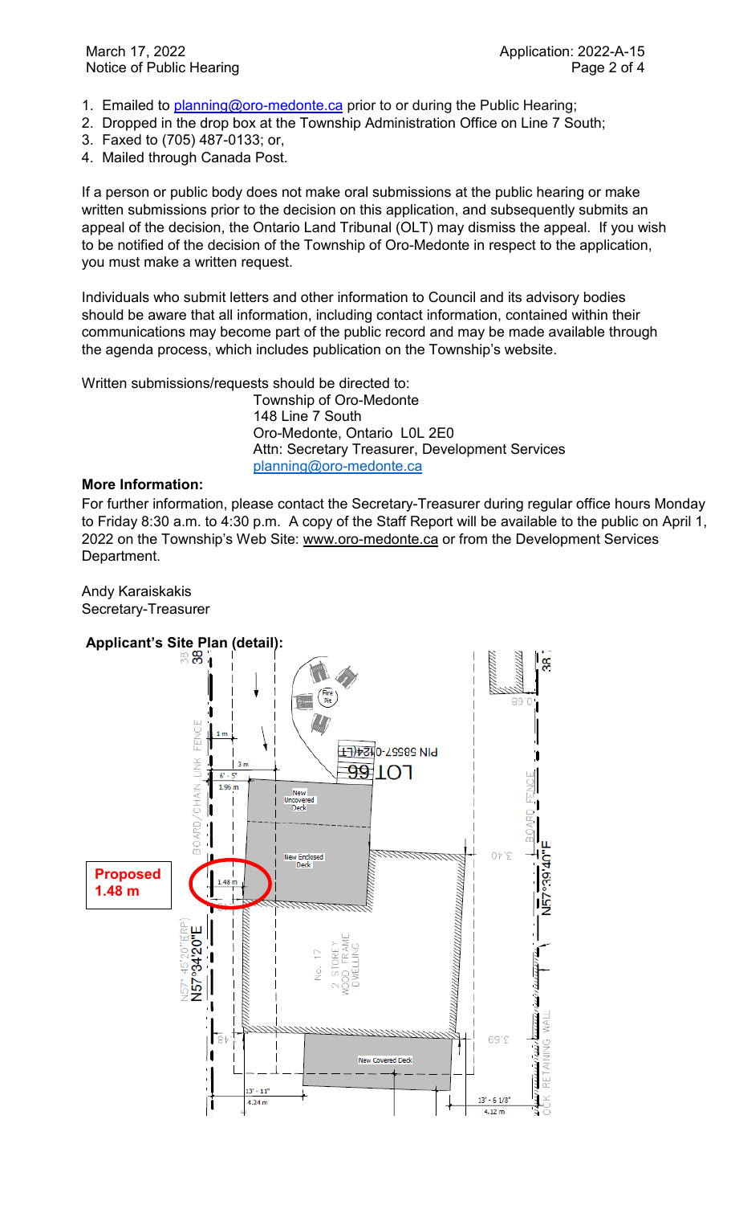1. Emailed to planning@oro-medonte.ca prior to or during the Public Hearing;
2. Dropped in the drop box at the Township Administration Office on Line 7 South;
3. Faxed to (705) 487-0133; or,
4. Mailed through Canada Post.

If a person or public body does not make oral submissions at the public hearing or make written submissions prior to the decision on this application, and subsequently submits an appeal of the decision, the Ontario Land Tribunal (OLT) may dismiss the appeal. If you wish to be notified of the decision of the Township of Oro-Medonte in respect to the application, you must make a written request.

Individuals who submit letters and other information to Council and its advisory bodies should be aware that all information, including contact information, contained within their communications may become part of the public record and may be made available through the agenda process, which includes publication on the Township's website.

Written submissions/requests should be directed to:

Township of Oro-Medonte
148 Line 7 South
Oro-Medonte, Ontario L0L 2E0
Attn: Secretary Treasurer, Development Services
planning@oro-medonte.ca

**More Information:**

For further information, please contact the Secretary-Treasurer during regular office hours Monday to Friday 8:30 a.m. to 4:30 p.m. A copy of the Staff Report will be available to the public on April 1, 2022 on the Township's Web Site: www.oro-medonte.ca or from the Development Services Department.

Andy Karaiskakis
Secretary-Treasurer

**Applicant's Site Plan (detail):**

Proposed 1.48 m

BOARD/CHAIN LINK FENCE
1 m
3 m
6' - 5"
1.96 m
1.48 m
Fire Pit
PIN 58557-0124(LT)
LOT 66
New Uncovered Deck
New Enclosed Deck
No. 17 2 STOREY WOOD FRAME DWELLING
New Covered Deck
N57°45'20"E(RP)
N57°34'20"E
N57°39'40"E
BOARD FENCE
RETAINING WALL
13' - 11"
4.24 m
13' - 6 1/8"
4.12 m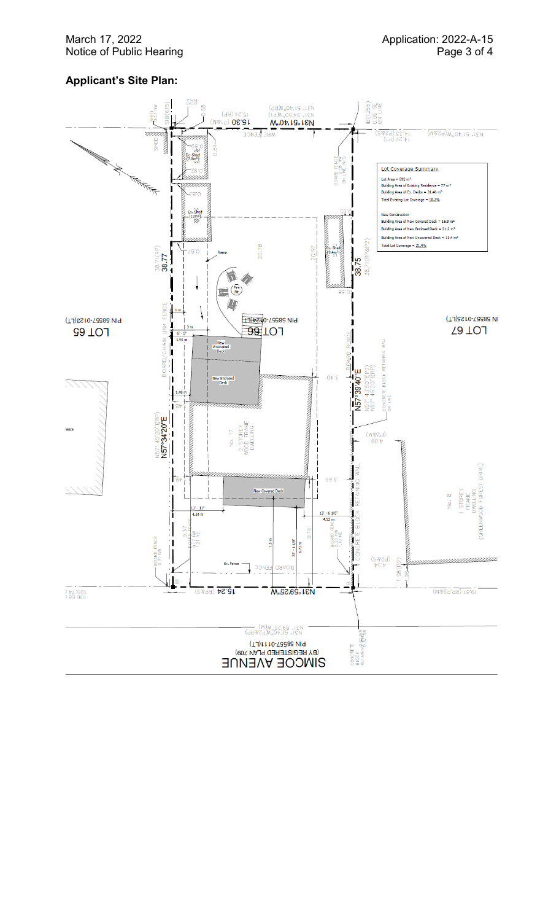## Applicant's Site Plan:

Lot Coverage Summary

Lot Area = 592 m²

Building Area of Existing Residence = 77 m²

Building Area of Ex. Decks = 31.46 m²

Total Existing Lot Coverage = 18.3%

New Construction

Building Area of New Covered Deck = 16.8 m²

Building Area of New Enclosed Deck = 21.2 m²

Building Area of New Uncovered Deck = 11.4 m²

Total Lot Coverage = 21.4%

LOT 65

PIN 58857-0123(LT)

LOT 66

PIN 58857-0124(LT)

LOT 67

PIN 58857-0125(LT)

No. 17

2 STOREY WOOD FRAME DWELLING

No. 8

1 STOREY FRAME DWELLING

(GREENWOOD FOREST DRIVE)

New Uncovered Deck

New Enclosed Deck

New Covered Deck

Ex. Shed (7.8m²)

Ex. Shed (12m²)

Ex. Shed (9.4m²)

Ramp

Fire Pit

Ex. Fence

N31°51'40"W

15.30

N31°59'25"W

15.24

N57°34'20"E

38.77

N57°39'40"E

38.75

BOARD/CHAIN LINK FENCE

BOARD FENCE

CONCRETE BLOCK RETAINING WALL

WIRE FENCE

SIMCOE AVENUE

(BY REGISTERED PLAN 709)

PIN 58857-0111(LT)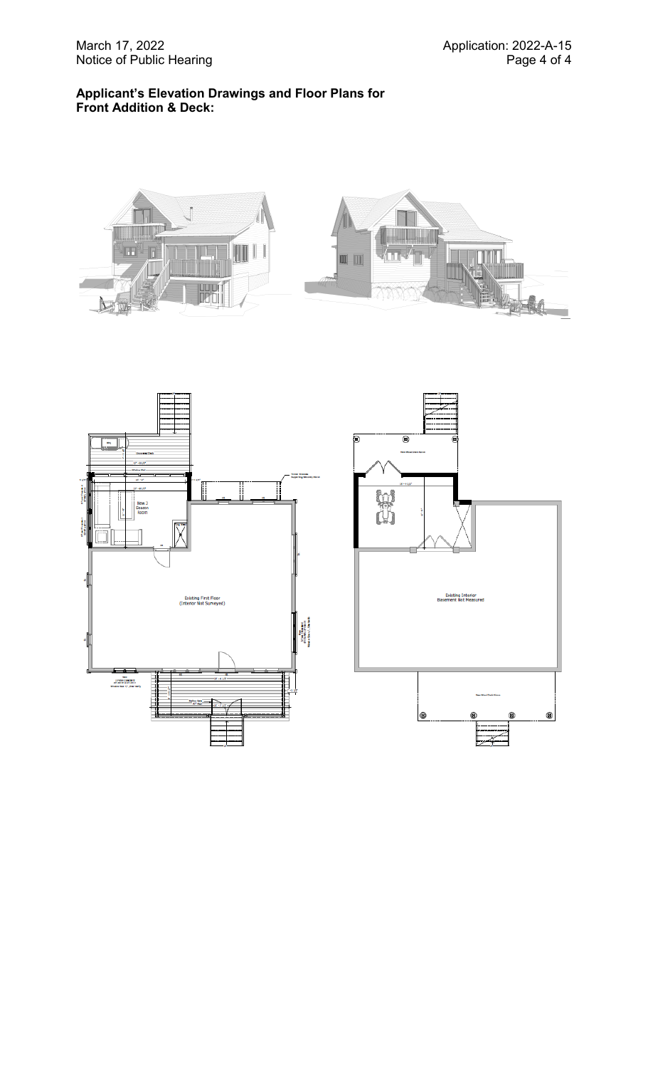**Applicant's Elevation Drawings and Floor Plans for Front Addition & Deck:**

New 3 Season Room

Existing First Floor (Interior Not Surveyed)

Existing Interior Basement Not Measured